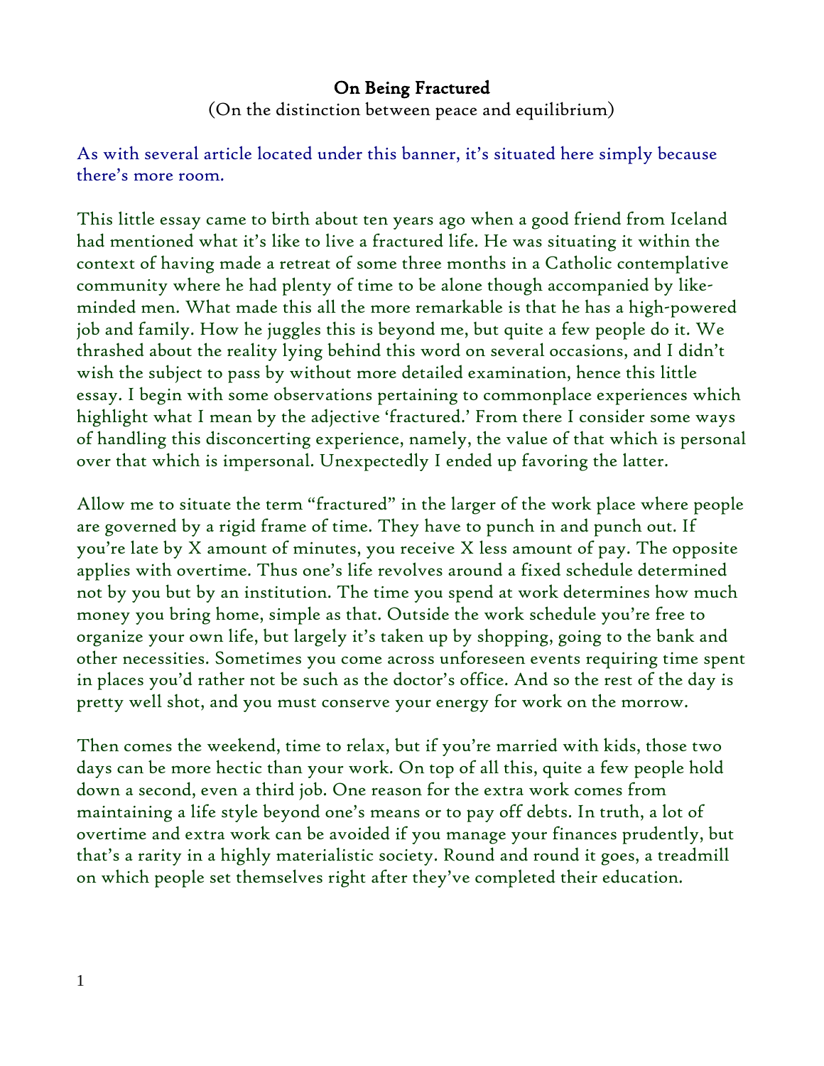# On Being Fractured

(On the distinction between peace and equilibrium)

As with several article located under this banner, it's situated here simply because there's more room.

This little essay came to birth about ten years ago when a good friend from Iceland had mentioned what it's like to live a fractured life. He was situating it within the context of having made a retreat of some three months in a Catholic contemplative community where he had plenty of time to be alone though accompanied by like-minded men. What made this all the more remarkable is that he has a high-powered job and family. How he juggles this is beyond me, but quite a few people do it. We thrashed about the reality lying behind this word on several occasions, and I didn't wish the subject to pass by without more detailed examination, hence this little essay. I begin with some observations pertaining to commonplace experiences which highlight what I mean by the adjective 'fractured.' From there I consider some ways of handling this disconcerting experience, namely, the value of that which is personal over that which is impersonal. Unexpectedly I ended up favoring the latter.

Allow me to situate the term "fractured" in the larger of the work place where people are governed by a rigid frame of time. They have to punch in and punch out. If you're late by X amount of minutes, you receive X less amount of pay. The opposite applies with overtime. Thus one's life revolves around a fixed schedule determined not by you but by an institution. The time you spend at work determines how much money you bring home, simple as that. Outside the work schedule you're free to organize your own life, but largely it's taken up by shopping, going to the bank and other necessities. Sometimes you come across unforeseen events requiring time spent in places you'd rather not be such as the doctor's office. And so the rest of the day is pretty well shot, and you must conserve your energy for work on the morrow.

Then comes the weekend, time to relax, but if you're married with kids, those two days can be more hectic than your work. On top of all this, quite a few people hold down a second, even a third job. One reason for the extra work comes from maintaining a life style beyond one's means or to pay off debts. In truth, a lot of overtime and extra work can be avoided if you manage your finances prudently, but that's a rarity in a highly materialistic society. Round and round it goes, a treadmill on which people set themselves right after they've completed their education.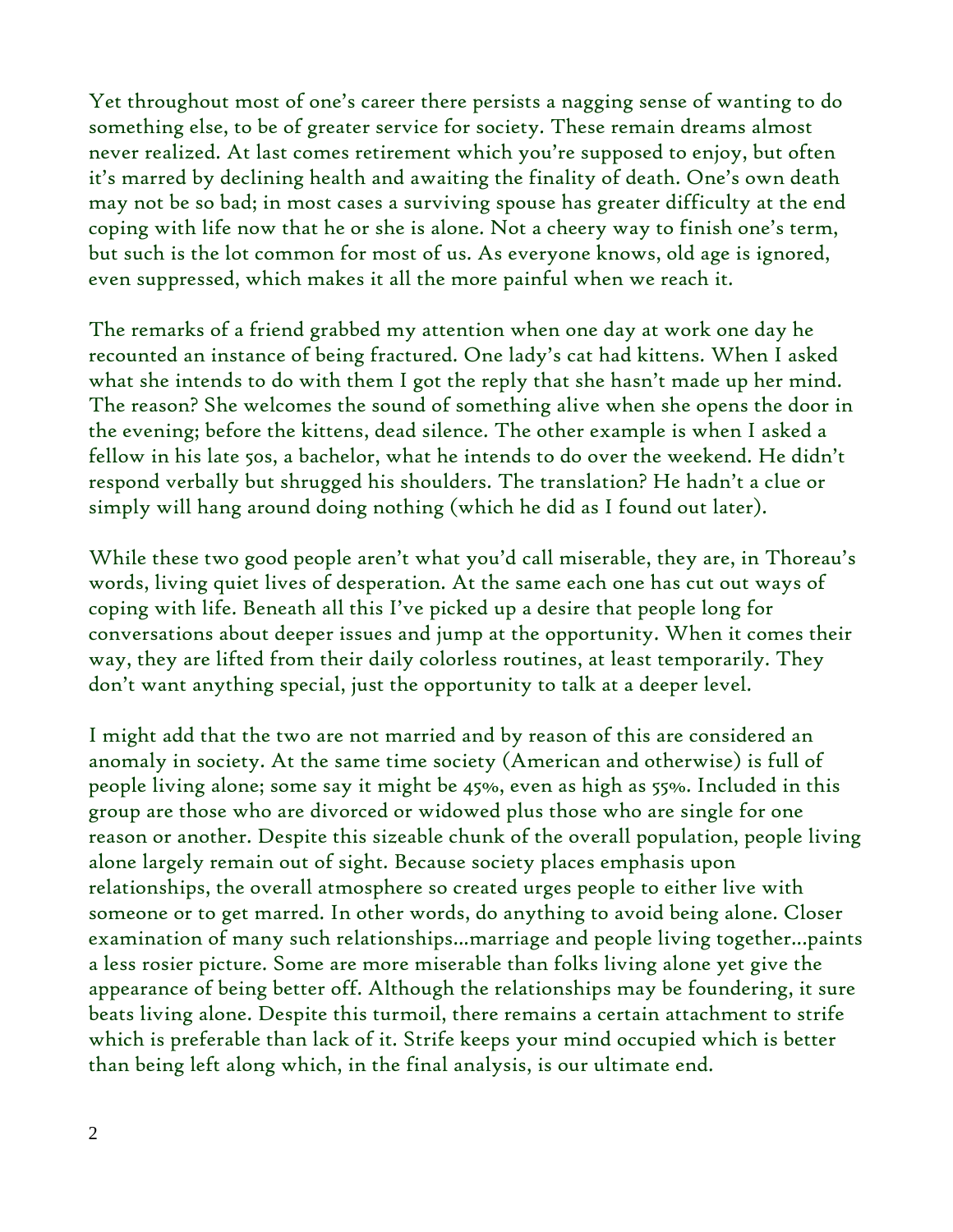Yet throughout most of one's career there persists a nagging sense of wanting to do something else, to be of greater service for society. These remain dreams almost never realized. At last comes retirement which you're supposed to enjoy, but often it's marred by declining health and awaiting the finality of death. One's own death may not be so bad; in most cases a surviving spouse has greater difficulty at the end coping with life now that he or she is alone. Not a cheery way to finish one's term, but such is the lot common for most of us. As everyone knows, old age is ignored, even suppressed, which makes it all the more painful when we reach it.

The remarks of a friend grabbed my attention when one day at work one day he recounted an instance of being fractured. One lady's cat had kittens. When I asked what she intends to do with them I got the reply that she hasn't made up her mind. The reason? She welcomes the sound of something alive when she opens the door in the evening; before the kittens, dead silence. The other example is when I asked a fellow in his late 50s, a bachelor, what he intends to do over the weekend. He didn't respond verbally but shrugged his shoulders. The translation? He hadn't a clue or simply will hang around doing nothing (which he did as I found out later).

While these two good people aren't what you'd call miserable, they are, in Thoreau's words, living quiet lives of desperation. At the same each one has cut out ways of coping with life. Beneath all this I've picked up a desire that people long for conversations about deeper issues and jump at the opportunity. When it comes their way, they are lifted from their daily colorless routines, at least temporarily. They don't want anything special, just the opportunity to talk at a deeper level.

I might add that the two are not married and by reason of this are considered an anomaly in society. At the same time society (American and otherwise) is full of people living alone; some say it might be 45%, even as high as 55%. Included in this group are those who are divorced or widowed plus those who are single for one reason or another. Despite this sizeable chunk of the overall population, people living alone largely remain out of sight. Because society places emphasis upon relationships, the overall atmosphere so created urges people to either live with someone or to get marred. In other words, do anything to avoid being alone. Closer examination of many such relationships...marriage and people living together...paints a less rosier picture. Some are more miserable than folks living alone yet give the appearance of being better off. Although the relationships may be foundering, it sure beats living alone. Despite this turmoil, there remains a certain attachment to strife which is preferable than lack of it. Strife keeps your mind occupied which is better than being left along which, in the final analysis, is our ultimate end.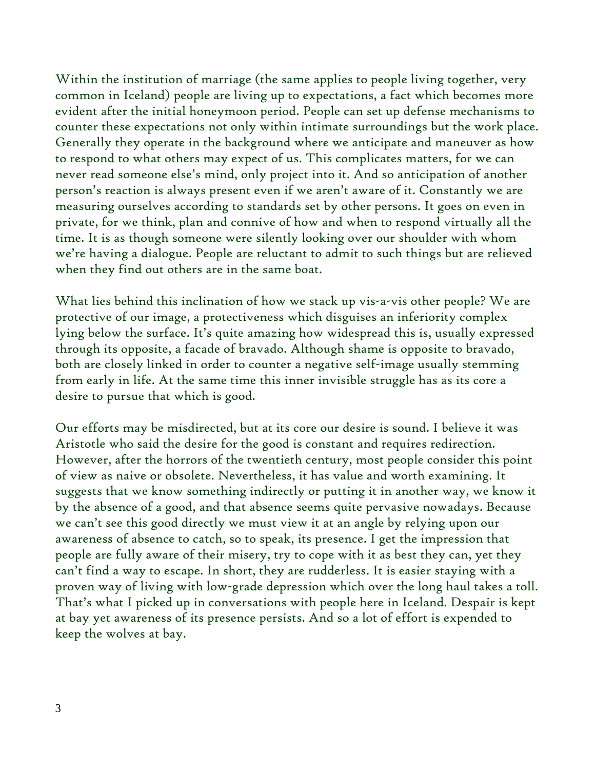Within the institution of marriage (the same applies to people living together, very common in Iceland) people are living up to expectations, a fact which becomes more evident after the initial honeymoon period. People can set up defense mechanisms to counter these expectations not only within intimate surroundings but the work place. Generally they operate in the background where we anticipate and maneuver as how to respond to what others may expect of us. This complicates matters, for we can never read someone else's mind, only project into it. And so anticipation of another person's reaction is always present even if we aren't aware of it. Constantly we are measuring ourselves according to standards set by other persons. It goes on even in private, for we think, plan and connive of how and when to respond virtually all the time. It is as though someone were silently looking over our shoulder with whom we're having a dialogue. People are reluctant to admit to such things but are relieved when they find out others are in the same boat.

What lies behind this inclination of how we stack up vis-a-vis other people? We are protective of our image, a protectiveness which disguises an inferiority complex lying below the surface. It's quite amazing how widespread this is, usually expressed through its opposite, a facade of bravado. Although shame is opposite to bravado, both are closely linked in order to counter a negative self-image usually stemming from early in life. At the same time this inner invisible struggle has as its core a desire to pursue that which is good.

Our efforts may be misdirected, but at its core our desire is sound. I believe it was Aristotle who said the desire for the good is constant and requires redirection. However, after the horrors of the twentieth century, most people consider this point of view as naive or obsolete. Nevertheless, it has value and worth examining. It suggests that we know something indirectly or putting it in another way, we know it by the absence of a good, and that absence seems quite pervasive nowadays. Because we can't see this good directly we must view it at an angle by relying upon our awareness of absence to catch, so to speak, its presence. I get the impression that people are fully aware of their misery, try to cope with it as best they can, yet they can't find a way to escape. In short, they are rudderless. It is easier staying with a proven way of living with low-grade depression which over the long haul takes a toll. That's what I picked up in conversations with people here in Iceland. Despair is kept at bay yet awareness of its presence persists. And so a lot of effort is expended to keep the wolves at bay.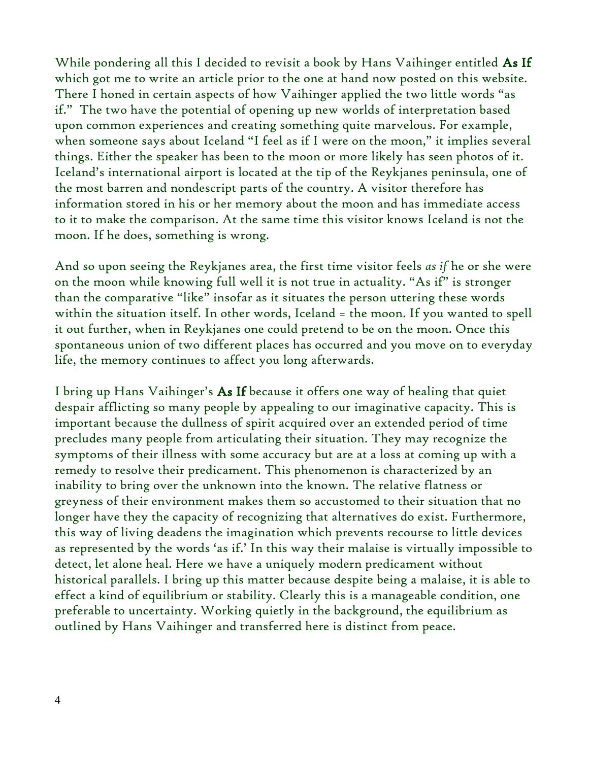While pondering all this I decided to revisit a book by Hans Vaihinger entitled **As If** which got me to write an article prior to the one at hand now posted on this website. There I honed in certain aspects of how Vaihinger applied the two little words "as if." The two have the potential of opening up new worlds of interpretation based upon common experiences and creating something quite marvelous. For example, when someone says about Iceland "I feel as if I were on the moon," it implies several things. Either the speaker has been to the moon or more likely has seen photos of it. Iceland's international airport is located at the tip of the Reykjanes peninsula, one of the most barren and nondescript parts of the country. A visitor therefore has information stored in his or her memory about the moon and has immediate access to it to make the comparison. At the same time this visitor knows Iceland is not the moon. If he does, something is wrong.

And so upon seeing the Reykjanes area, the first time visitor feels *as if* he or she were on the moon while knowing full well it is not true in actuality. "As if" is stronger than the comparative "like" insofar as it situates the person uttering these words within the situation itself. In other words, Iceland = the moon. If you wanted to spell it out further, when in Reykjanes one could pretend to be on the moon. Once this spontaneous union of two different places has occurred and you move on to everyday life, the memory continues to affect you long afterwards.

I bring up Hans Vaihinger's **As If** because it offers one way of healing that quiet despair afflicting so many people by appealing to our imaginative capacity. This is important because the dullness of spirit acquired over an extended period of time precludes many people from articulating their situation. They may recognize the symptoms of their illness with some accuracy but are at a loss at coming up with a remedy to resolve their predicament. This phenomenon is characterized by an inability to bring over the unknown into the known. The relative flatness or greyness of their environment makes them so accustomed to their situation that no longer have they the capacity of recognizing that alternatives do exist. Furthermore, this way of living deadens the imagination which prevents recourse to little devices as represented by the words 'as if.' In this way their malaise is virtually impossible to detect, let alone heal. Here we have a uniquely modern predicament without historical parallels. I bring up this matter because despite being a malaise, it is able to effect a kind of equilibrium or stability. Clearly this is a manageable condition, one preferable to uncertainty. Working quietly in the background, the equilibrium as outlined by Hans Vaihinger and transferred here is distinct from peace.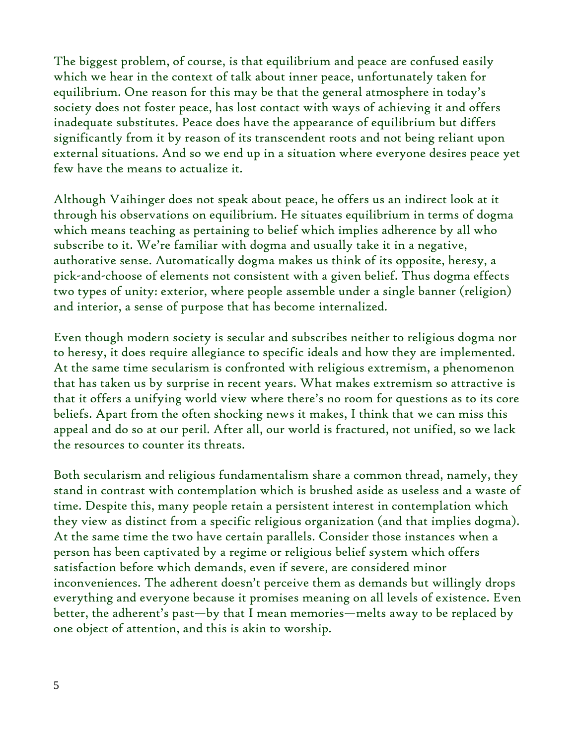The biggest problem, of course, is that equilibrium and peace are confused easily which we hear in the context of talk about inner peace, unfortunately taken for equilibrium. One reason for this may be that the general atmosphere in today's society does not foster peace, has lost contact with ways of achieving it and offers inadequate substitutes. Peace does have the appearance of equilibrium but differs significantly from it by reason of its transcendent roots and not being reliant upon external situations. And so we end up in a situation where everyone desires peace yet few have the means to actualize it.

Although Vaihinger does not speak about peace, he offers us an indirect look at it through his observations on equilibrium. He situates equilibrium in terms of dogma which means teaching as pertaining to belief which implies adherence by all who subscribe to it. We're familiar with dogma and usually take it in a negative, authorative sense. Automatically dogma makes us think of its opposite, heresy, a pick-and-choose of elements not consistent with a given belief. Thus dogma effects two types of unity: exterior, where people assemble under a single banner (religion) and interior, a sense of purpose that has become internalized.

Even though modern society is secular and subscribes neither to religious dogma nor to heresy, it does require allegiance to specific ideals and how they are implemented. At the same time secularism is confronted with religious extremism, a phenomenon that has taken us by surprise in recent years. What makes extremism so attractive is that it offers a unifying world view where there's no room for questions as to its core beliefs. Apart from the often shocking news it makes, I think that we can miss this appeal and do so at our peril. After all, our world is fractured, not unified, so we lack the resources to counter its threats.

Both secularism and religious fundamentalism share a common thread, namely, they stand in contrast with contemplation which is brushed aside as useless and a waste of time. Despite this, many people retain a persistent interest in contemplation which they view as distinct from a specific religious organization (and that implies dogma). At the same time the two have certain parallels. Consider those instances when a person has been captivated by a regime or religious belief system which offers satisfaction before which demands, even if severe, are considered minor inconveniences. The adherent doesn't perceive them as demands but willingly drops everything and everyone because it promises meaning on all levels of existence. Even better, the adherent's past—by that I mean memories—melts away to be replaced by one object of attention, and this is akin to worship.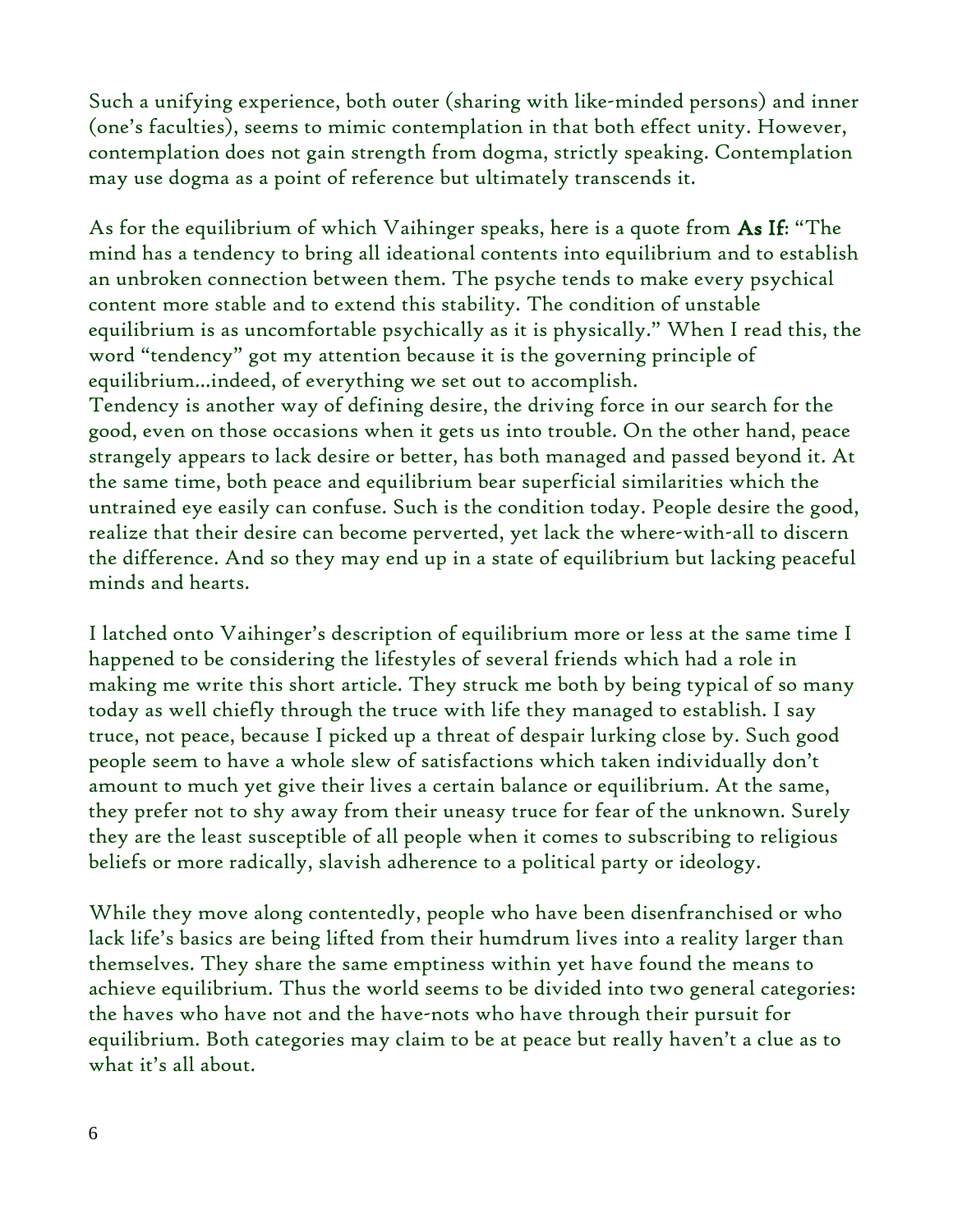Such a unifying experience, both outer (sharing with like-minded persons) and inner (one's faculties), seems to mimic contemplation in that both effect unity. However, contemplation does not gain strength from dogma, strictly speaking. Contemplation may use dogma as a point of reference but ultimately transcends it.

As for the equilibrium of which Vaihinger speaks, here is a quote from **As If**: "The mind has a tendency to bring all ideational contents into equilibrium and to establish an unbroken connection between them. The psyche tends to make every psychical content more stable and to extend this stability. The condition of unstable equilibrium is as uncomfortable psychically as it is physically." When I read this, the word "tendency" got my attention because it is the governing principle of equilibrium...indeed, of everything we set out to accomplish.
Tendency is another way of defining desire, the driving force in our search for the good, even on those occasions when it gets us into trouble. On the other hand, peace strangely appears to lack desire or better, has both managed and passed beyond it. At the same time, both peace and equilibrium bear superficial similarities which the untrained eye easily can confuse. Such is the condition today. People desire the good, realize that their desire can become perverted, yet lack the where-with-all to discern the difference. And so they may end up in a state of equilibrium but lacking peaceful minds and hearts.

I latched onto Vaihinger's description of equilibrium more or less at the same time I happened to be considering the lifestyles of several friends which had a role in making me write this short article. They struck me both by being typical of so many today as well chiefly through the truce with life they managed to establish. I say truce, not peace, because I picked up a threat of despair lurking close by. Such good people seem to have a whole slew of satisfactions which taken individually don't amount to much yet give their lives a certain balance or equilibrium. At the same, they prefer not to shy away from their uneasy truce for fear of the unknown. Surely they are the least susceptible of all people when it comes to subscribing to religious beliefs or more radically, slavish adherence to a political party or ideology.

While they move along contentedly, people who have been disenfranchised or who lack life's basics are being lifted from their humdrum lives into a reality larger than themselves. They share the same emptiness within yet have found the means to achieve equilibrium. Thus the world seems to be divided into two general categories: the haves who have not and the have-nots who have through their pursuit for equilibrium. Both categories may claim to be at peace but really haven't a clue as to what it's all about.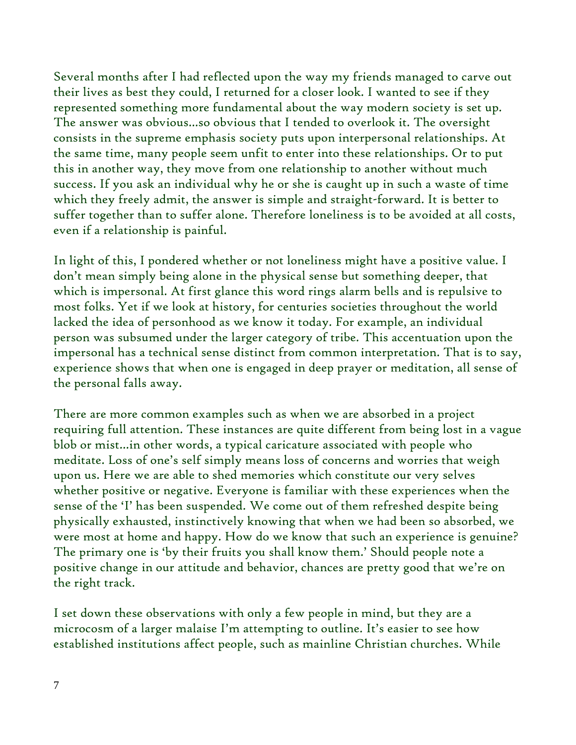Several months after I had reflected upon the way my friends managed to carve out their lives as best they could, I returned for a closer look. I wanted to see if they represented something more fundamental about the way modern society is set up. The answer was obvious…so obvious that I tended to overlook it. The oversight consists in the supreme emphasis society puts upon interpersonal relationships. At the same time, many people seem unfit to enter into these relationships. Or to put this in another way, they move from one relationship to another without much success. If you ask an individual why he or she is caught up in such a waste of time which they freely admit, the answer is simple and straight-forward. It is better to suffer together than to suffer alone. Therefore loneliness is to be avoided at all costs, even if a relationship is painful.

In light of this, I pondered whether or not loneliness might have a positive value. I don't mean simply being alone in the physical sense but something deeper, that which is impersonal. At first glance this word rings alarm bells and is repulsive to most folks. Yet if we look at history, for centuries societies throughout the world lacked the idea of personhood as we know it today. For example, an individual person was subsumed under the larger category of tribe. This accentuation upon the impersonal has a technical sense distinct from common interpretation. That is to say, experience shows that when one is engaged in deep prayer or meditation, all sense of the personal falls away.

There are more common examples such as when we are absorbed in a project requiring full attention. These instances are quite different from being lost in a vague blob or mist…in other words, a typical caricature associated with people who meditate. Loss of one's self simply means loss of concerns and worries that weigh upon us. Here we are able to shed memories which constitute our very selves whether positive or negative. Everyone is familiar with these experiences when the sense of the 'I' has been suspended. We come out of them refreshed despite being physically exhausted, instinctively knowing that when we had been so absorbed, we were most at home and happy. How do we know that such an experience is genuine? The primary one is 'by their fruits you shall know them.' Should people note a positive change in our attitude and behavior, chances are pretty good that we're on the right track.

I set down these observations with only a few people in mind, but they are a microcosm of a larger malaise I'm attempting to outline. It's easier to see how established institutions affect people, such as mainline Christian churches. While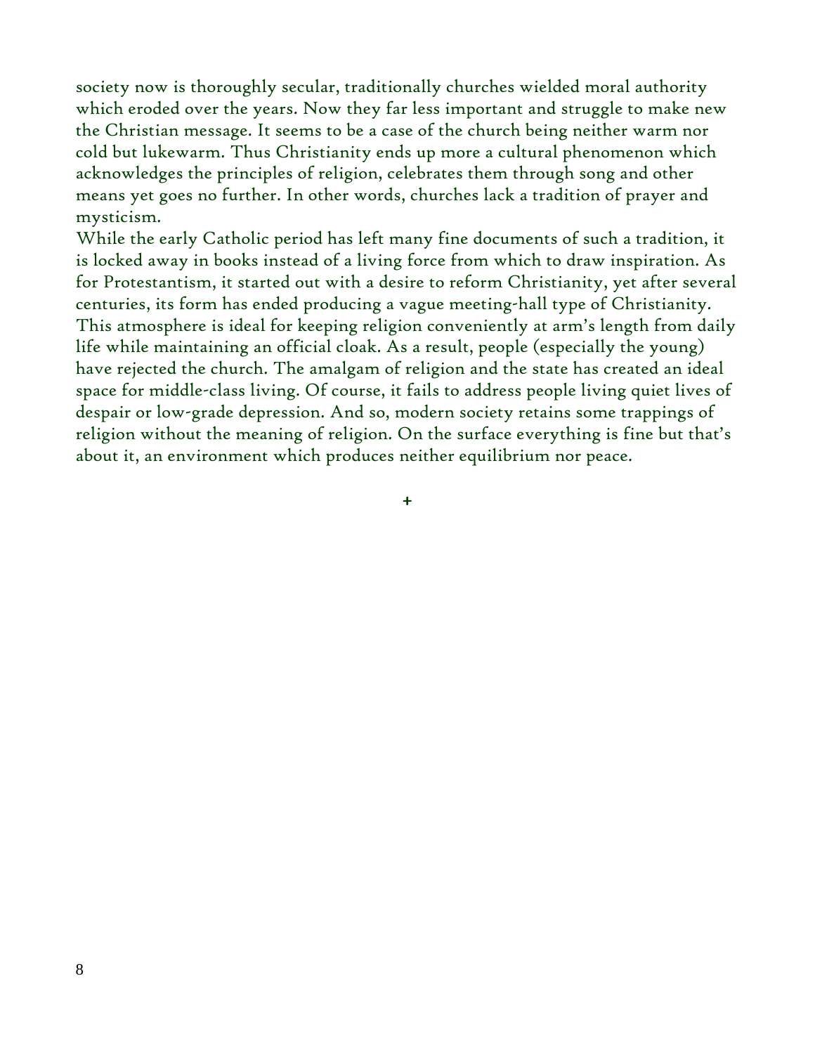society now is thoroughly secular, traditionally churches wielded moral authority which eroded over the years. Now they far less important and struggle to make new the Christian message. It seems to be a case of the church being neither warm nor cold but lukewarm. Thus Christianity ends up more a cultural phenomenon which acknowledges the principles of religion, celebrates them through song and other means yet goes no further. In other words, churches lack a tradition of prayer and mysticism.

While the early Catholic period has left many fine documents of such a tradition, it is locked away in books instead of a living force from which to draw inspiration. As for Protestantism, it started out with a desire to reform Christianity, yet after several centuries, its form has ended producing a vague meeting-hall type of Christianity. This atmosphere is ideal for keeping religion conveniently at arm's length from daily life while maintaining an official cloak. As a result, people (especially the young) have rejected the church. The amalgam of religion and the state has created an ideal space for middle-class living. Of course, it fails to address people living quiet lives of despair or low-grade depression. And so, modern society retains some trappings of religion without the meaning of religion. On the surface everything is fine but that's about it, an environment which produces neither equilibrium nor peace.

+